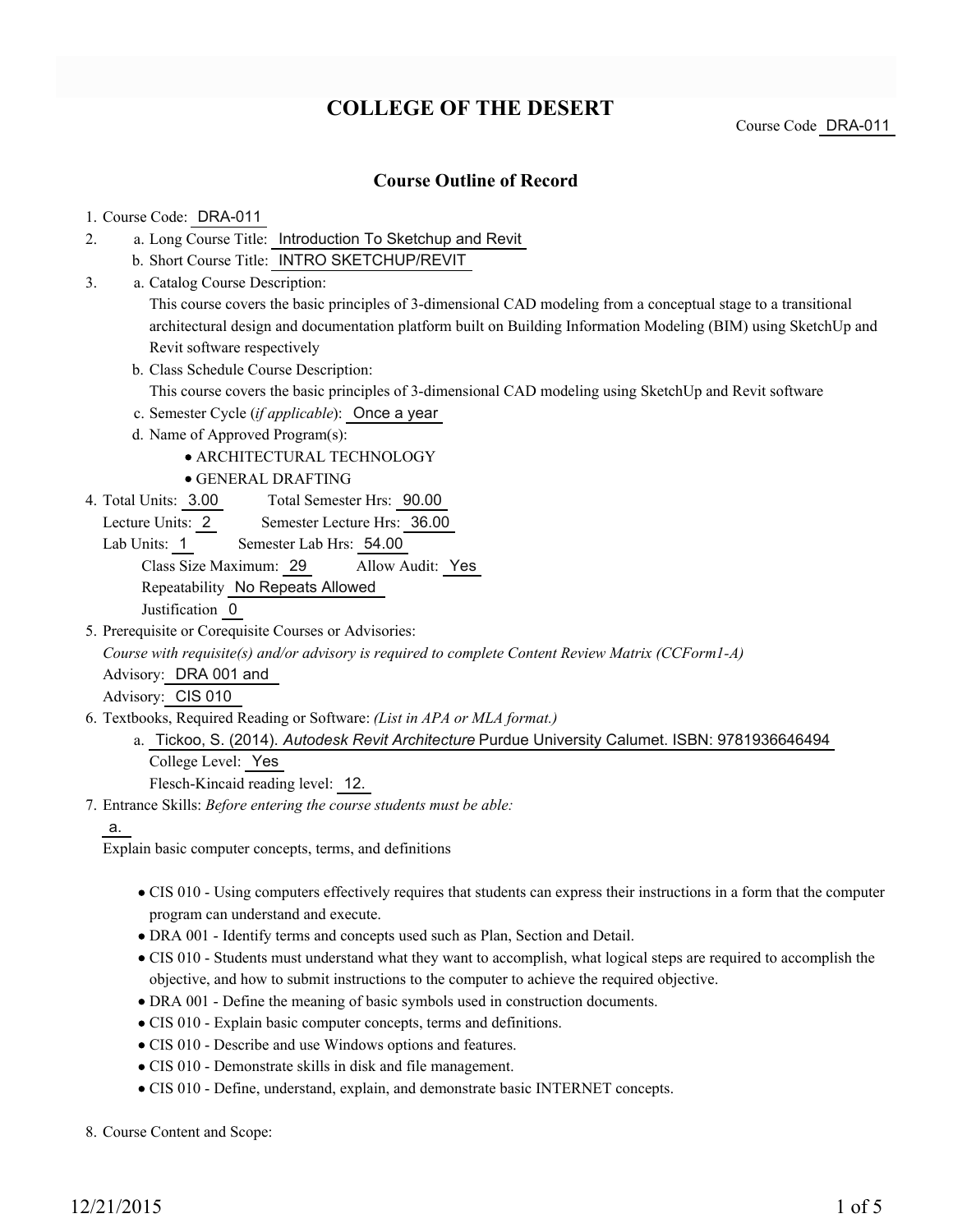# COLLEGE OF THE DESERT

Course Code DRA-011

## Course Outline of Record

1. Course Code: DRA-011
2. a. Long Course Title: Introduction To Sketchup and Revit
   b. Short Course Title: INTRO SKETCHUP/REVIT
3. a. Catalog Course Description:
   This course covers the basic principles of 3-dimensional CAD modeling from a conceptual stage to a transitional architectural design and documentation platform built on Building Information Modeling (BIM) using SketchUp and Revit software respectively
   b. Class Schedule Course Description:
   This course covers the basic principles of 3-dimensional CAD modeling using SketchUp and Revit software
   c. Semester Cycle (*if applicable*): Once a year
   d. Name of Approved Program(s):
      - ARCHITECTURAL TECHNOLOGY
      - GENERAL DRAFTING
4. Total Units: 3.00 Total Semester Hrs: 90.00
   Lecture Units: 2 Semester Lecture Hrs: 36.00
   Lab Units: 1 Semester Lab Hrs: 54.00
   Class Size Maximum: 29 Allow Audit: Yes
   Repeatability No Repeats Allowed
   Justification 0
5. Prerequisite or Corequisite Courses or Advisories:
   *Course with requisite(s) and/or advisory is required to complete Content Review Matrix (CCForm1-A)*
   Advisory: DRA 001 and
   Advisory: CIS 010
6. Textbooks, Required Reading or Software: *(List in APA or MLA format.)*
   a. Tickoo, S. (2014). *Autodesk Revit Architecture* Purdue University Calumet. ISBN: 9781936646494
      College Level: Yes
      Flesch-Kincaid reading level: 12.
7. Entrance Skills: *Before entering the course students must be able:*
   a.
   Explain basic computer concepts, terms, and definitions
      - CIS 010 - Using computers effectively requires that students can express their instructions in a form that the computer program can understand and execute.
      - DRA 001 - Identify terms and concepts used such as Plan, Section and Detail.
      - CIS 010 - Students must understand what they want to accomplish, what logical steps are required to accomplish the objective, and how to submit instructions to the computer to achieve the required objective.
      - DRA 001 - Define the meaning of basic symbols used in construction documents.
      - CIS 010 - Explain basic computer concepts, terms and definitions.
      - CIS 010 - Describe and use Windows options and features.
      - CIS 010 - Demonstrate skills in disk and file management.
      - CIS 010 - Define, understand, explain, and demonstrate basic INTERNET concepts.
8. Course Content and Scope: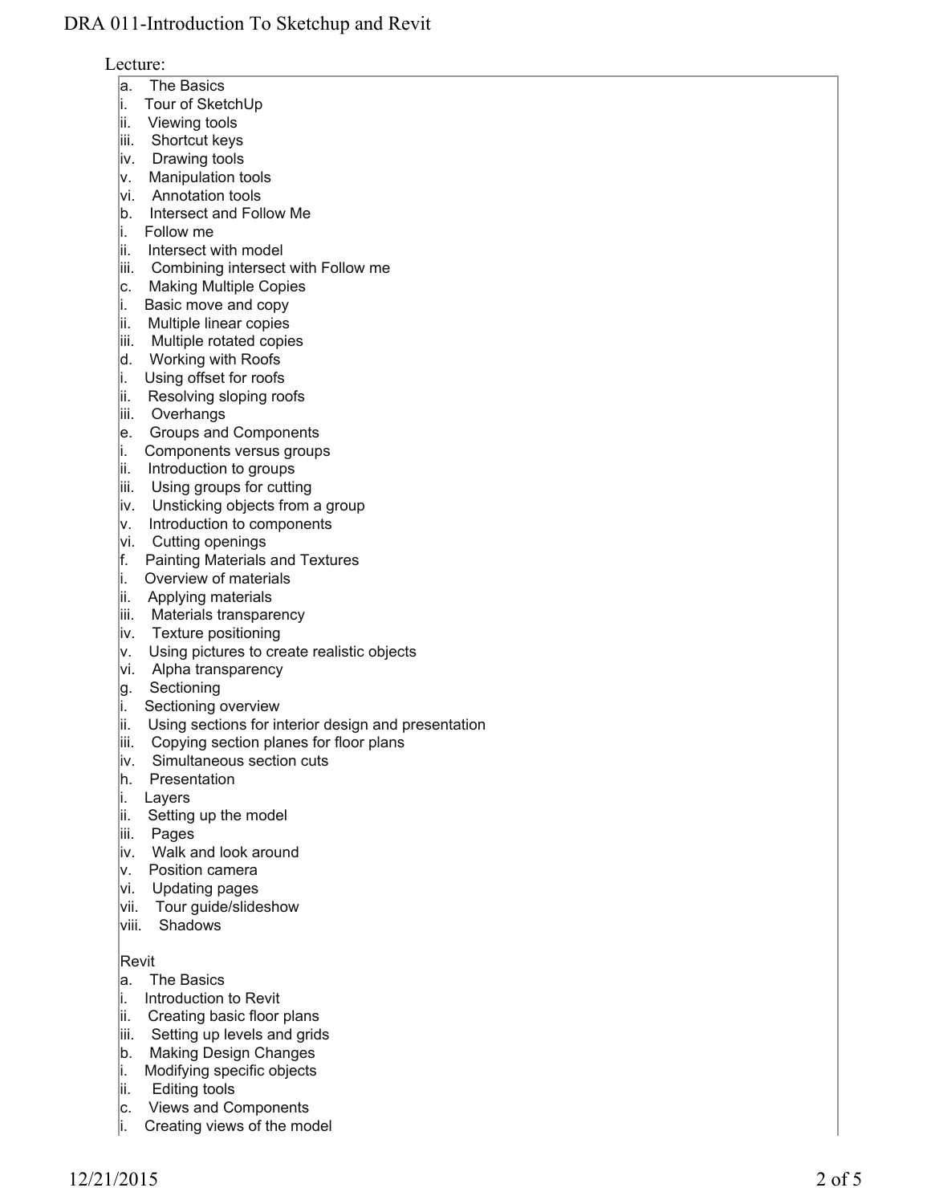Lecture:

a. The Basics
i. Tour of SketchUp
ii. Viewing tools
iii. Shortcut keys
iv. Drawing tools
v. Manipulation tools
vi. Annotation tools
b. Intersect and Follow Me
i. Follow me
ii. Intersect with model
iii. Combining intersect with Follow me
c. Making Multiple Copies
i. Basic move and copy
ii. Multiple linear copies
iii. Multiple rotated copies
d. Working with Roofs
i. Using offset for roofs
ii. Resolving sloping roofs
iii. Overhangs
e. Groups and Components
i. Components versus groups
ii. Introduction to groups
iii. Using groups for cutting
iv. Unsticking objects from a group
v. Introduction to components
vi. Cutting openings
f. Painting Materials and Textures
i. Overview of materials
ii. Applying materials
iii. Materials transparency
iv. Texture positioning
v. Using pictures to create realistic objects
vi. Alpha transparency
g. Sectioning
i. Sectioning overview
ii. Using sections for interior design and presentation
iii. Copying section planes for floor plans
iv. Simultaneous section cuts
h. Presentation
i. Layers
ii. Setting up the model
iii. Pages
iv. Walk and look around
v. Position camera
vi. Updating pages
vii. Tour guide/slideshow
viii. Shadows

Revit

a. The Basics
i. Introduction to Revit
ii. Creating basic floor plans
iii. Setting up levels and grids
b. Making Design Changes
i. Modifying specific objects
ii. Editing tools
c. Views and Components
i. Creating views of the model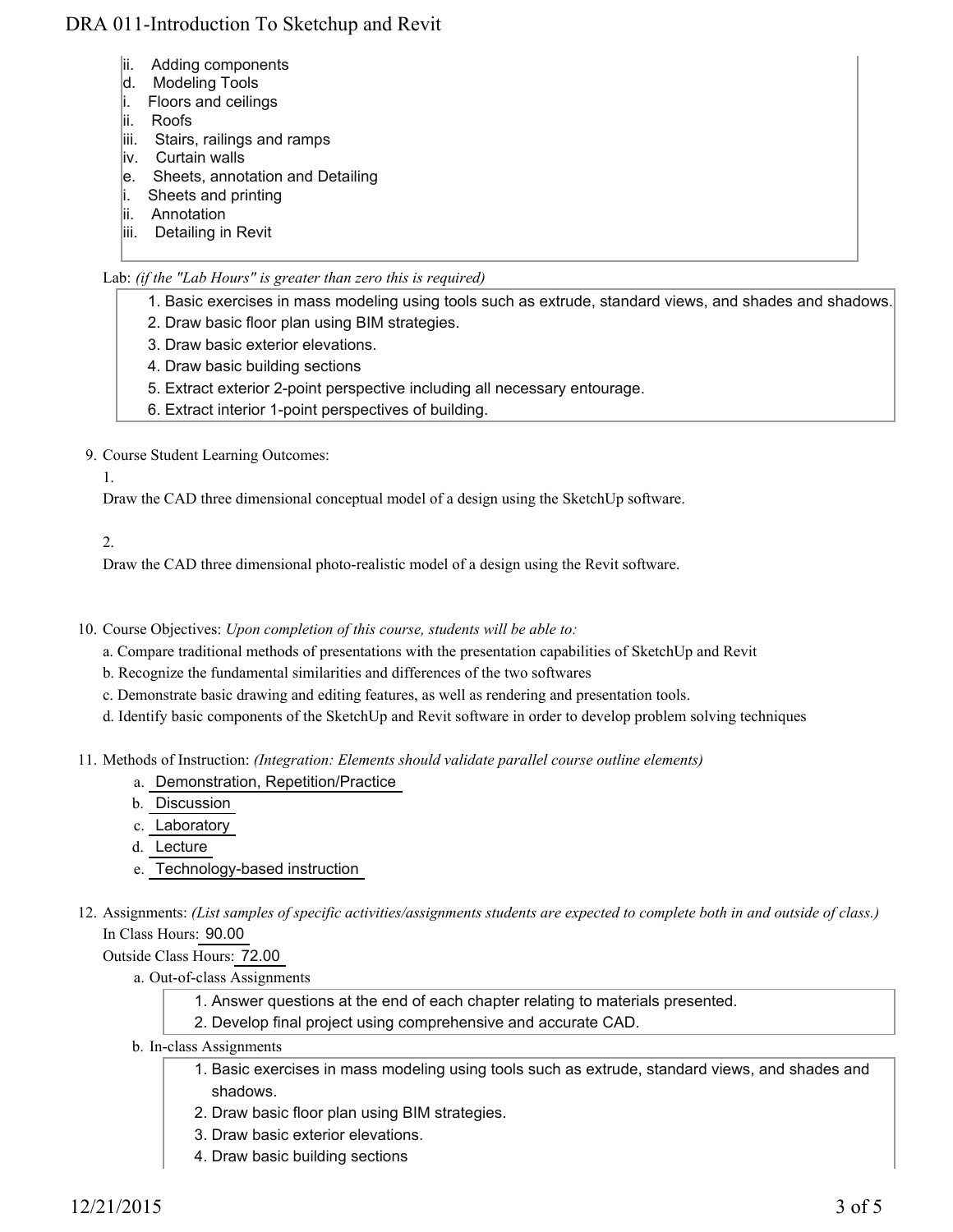ii. Adding components
d. Modeling Tools
i. Floors and ceilings
ii. Roofs
iii. Stairs, railings and ramps
iv. Curtain walls
e. Sheets, annotation and Detailing
i. Sheets and printing
ii. Annotation
iii. Detailing in Revit

Lab: *(if the "Lab Hours" is greater than zero this is required)*

1. Basic exercises in mass modeling using tools such as extrude, standard views, and shades and shadows.
2. Draw basic floor plan using BIM strategies.
3. Draw basic exterior elevations.
4. Draw basic building sections
5. Extract exterior 2-point perspective including all necessary entourage.
6. Extract interior 1-point perspectives of building.

9. Course Student Learning Outcomes:

1.

Draw the CAD three dimensional conceptual model of a design using the SketchUp software.

2.

Draw the CAD three dimensional photo-realistic model of a design using the Revit software.

10. Course Objectives: *Upon completion of this course, students will be able to:*

a. Compare traditional methods of presentations with the presentation capabilities of SketchUp and Revit
b. Recognize the fundamental similarities and differences of the two softwares
c. Demonstrate basic drawing and editing features, as well as rendering and presentation tools.
d. Identify basic components of the SketchUp and Revit software in order to develop problem solving techniques

11. Methods of Instruction: *(Integration: Elements should validate parallel course outline elements)*

a. Demonstration, Repetition/Practice
b. Discussion
c. Laboratory
d. Lecture
e. Technology-based instruction

12. Assignments: *(List samples of specific activities/assignments students are expected to complete both in and outside of class.)*

In Class Hours: 90.00

Outside Class Hours: 72.00

a. Out-of-class Assignments

1. Answer questions at the end of each chapter relating to materials presented.
2. Develop final project using comprehensive and accurate CAD.

b. In-class Assignments

1. Basic exercises in mass modeling using tools such as extrude, standard views, and shades and shadows.
2. Draw basic floor plan using BIM strategies.
3. Draw basic exterior elevations.
4. Draw basic building sections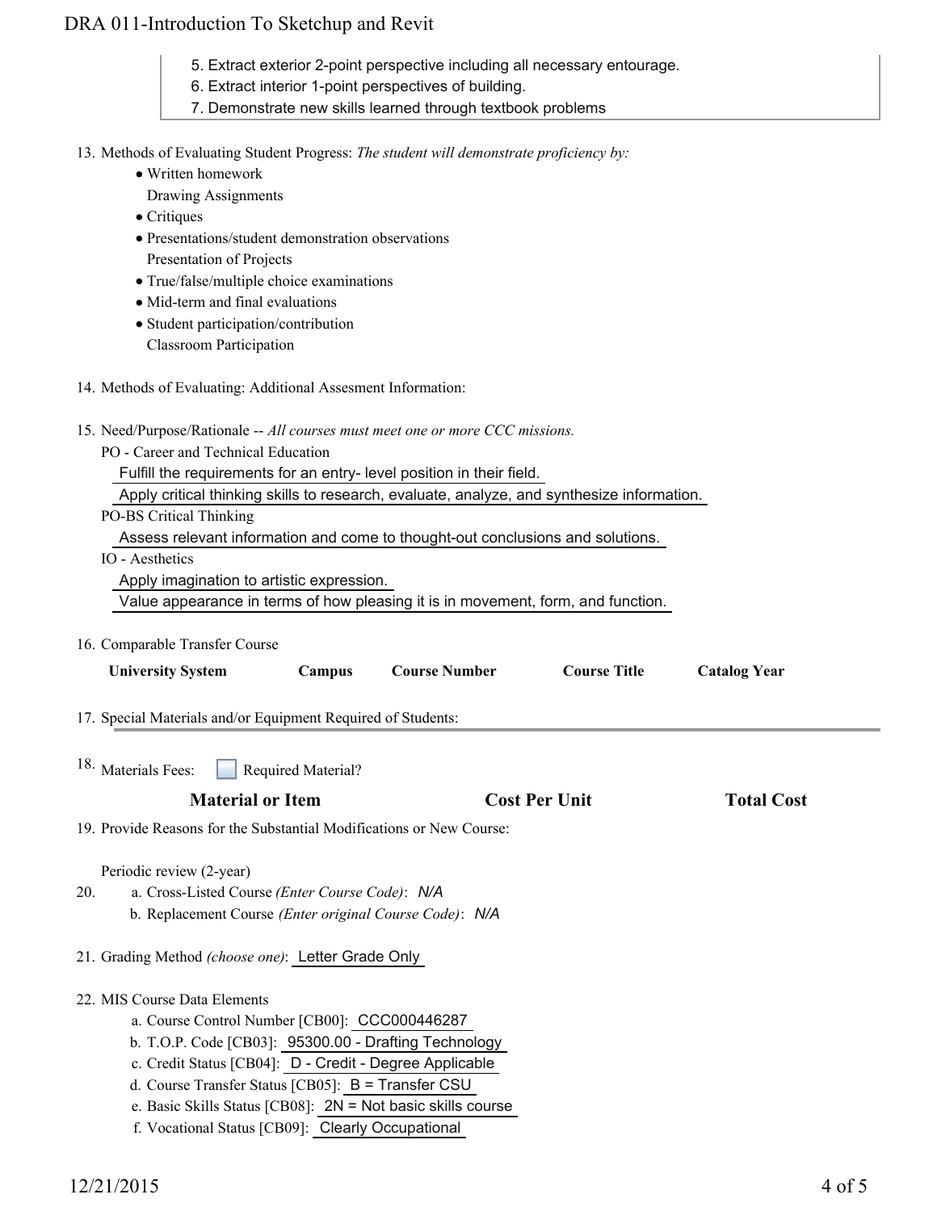5. Extract exterior 2-point perspective including all necessary entourage.
6. Extract interior 1-point perspectives of building.
7. Demonstrate new skills learned through textbook problems

13. Methods of Evaluating Student Progress: *The student will demonstrate proficiency by:*
    - Written homework
      Drawing Assignments
    - Critiques
    - Presentations/student demonstration observations
      Presentation of Projects
    - True/false/multiple choice examinations
    - Mid-term and final evaluations
    - Student participation/contribution
      Classroom Participation

14. Methods of Evaluating: Additional Assesment Information:

15. Need/Purpose/Rationale -- *All courses must meet one or more CCC missions.*
    PO - Career and Technical Education
    Fulfill the requirements for an entry- level position in their field.
    Apply critical thinking skills to research, evaluate, analyze, and synthesize information.
    PO-BS Critical Thinking
    Assess relevant information and come to thought-out conclusions and solutions.
    IO - Aesthetics
    Apply imagination to artistic expression.
    Value appearance in terms of how pleasing it is in movement, form, and function.

16. Comparable Transfer Course

| University System | Campus | Course Number | Course Title | Catalog Year |
|---|---|---|---|---|

17. Special Materials and/or Equipment Required of Students:

18. Materials Fees: ☐ Required Material?

| Material or Item | Cost Per Unit | Total Cost |
|---|---|---|

19. Provide Reasons for the Substantial Modifications or New Course:

    Periodic review (2-year)

20. a. Cross-Listed Course *(Enter Course Code)*: *N/A*
    b. Replacement Course *(Enter original Course Code)*: *N/A*

21. Grading Method *(choose one)*: Letter Grade Only

22. MIS Course Data Elements
    a. Course Control Number [CB00]: CCC000446287
    b. T.O.P. Code [CB03]: 95300.00 - Drafting Technology
    c. Credit Status [CB04]: D - Credit - Degree Applicable
    d. Course Transfer Status [CB05]: B = Transfer CSU
    e. Basic Skills Status [CB08]: 2N = Not basic skills course
    f. Vocational Status [CB09]: Clearly Occupational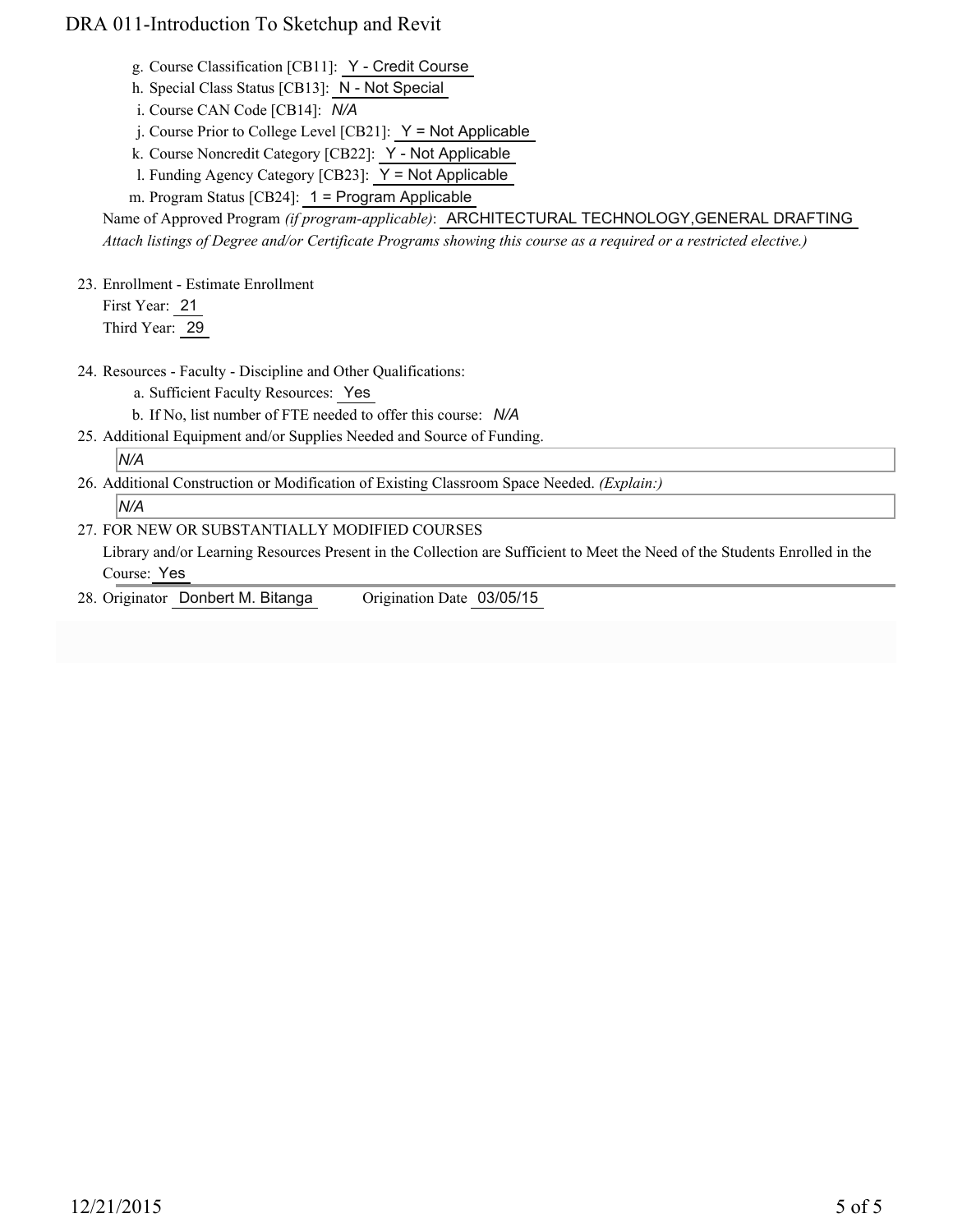g. Course Classification [CB11]: Y - Credit Course
h. Special Class Status [CB13]: N - Not Special
i. Course CAN Code [CB14]: *N/A*
j. Course Prior to College Level [CB21]: Y = Not Applicable
k. Course Noncredit Category [CB22]: Y - Not Applicable
l. Funding Agency Category [CB23]: Y = Not Applicable
m. Program Status [CB24]: 1 = Program Applicable

Name of Approved Program *(if program-applicable)*: ARCHITECTURAL TECHNOLOGY,GENERAL DRAFTING

*Attach listings of Degree and/or Certificate Programs showing this course as a required or a restricted elective.)*

23. Enrollment - Estimate Enrollment
    First Year: 21
    Third Year: 29
24. Resources - Faculty - Discipline and Other Qualifications:
    a. Sufficient Faculty Resources: Yes
    b. If No, list number of FTE needed to offer this course: *N/A*
25. Additional Equipment and/or Supplies Needed and Source of Funding.
    *N/A*
26. Additional Construction or Modification of Existing Classroom Space Needed. *(Explain:)*
    *N/A*
27. FOR NEW OR SUBSTANTIALLY MODIFIED COURSES
    Library and/or Learning Resources Present in the Collection are Sufficient to Meet the Need of the Students Enrolled in the Course: Yes
28. Originator Donbert M. Bitanga Origination Date 03/05/15